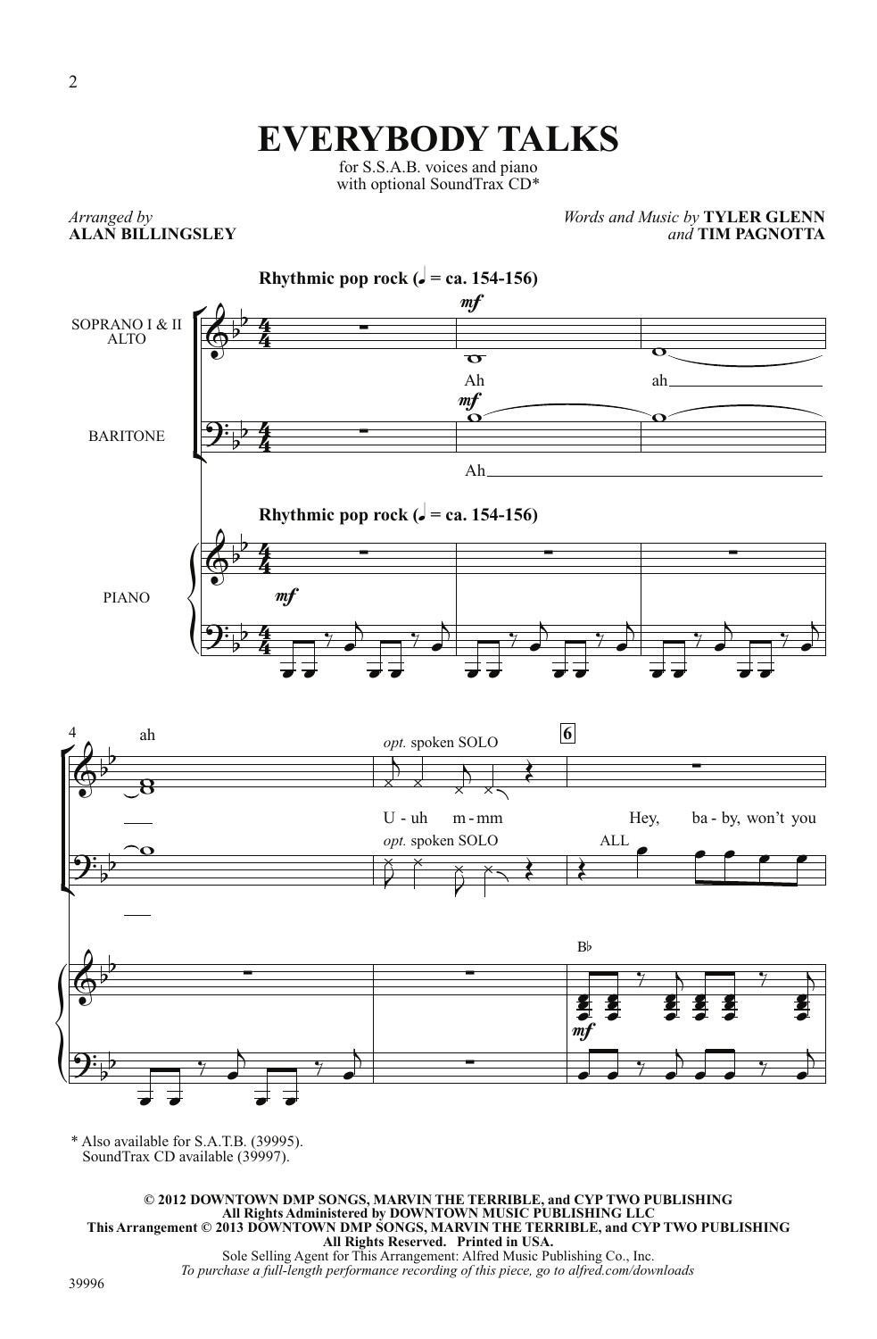# EVERYBODY TALKS

for S.S.A.B. voices and piano
with optional SoundTrax CD*

*Arranged by*
**ALAN BILLINGSLEY**

*Words and Music by* **TYLER GLENN**
*and* **TIM PAGNOTTA**

**Rhythmic pop rock (♩ = ca. 154-156)**

SOPRANO I & II
ALTO

BARITONE

PIANO

Ah ah ah

Ah

*opt.* spoken SOLO

U - uh m - mm

ALL

Hey, ba - by, won't you

B♭

\* Also available for S.A.T.B. (39995).
SoundTrax CD available (39997).

**© 2012 DOWNTOWN DMP SONGS, MARVIN THE TERRIBLE, and CYP TWO PUBLISHING**
**All Rights Administered by DOWNTOWN MUSIC PUBLISHING LLC**
**This Arrangement © 2013 DOWNTOWN DMP SONGS, MARVIN THE TERRIBLE, and CYP TWO PUBLISHING**
**All Rights Reserved. Printed in USA.**
Sole Selling Agent for This Arrangement: Alfred Music Publishing Co., Inc.
*To purchase a full-length performance recording of this piece, go to alfred.com/downloads*

39996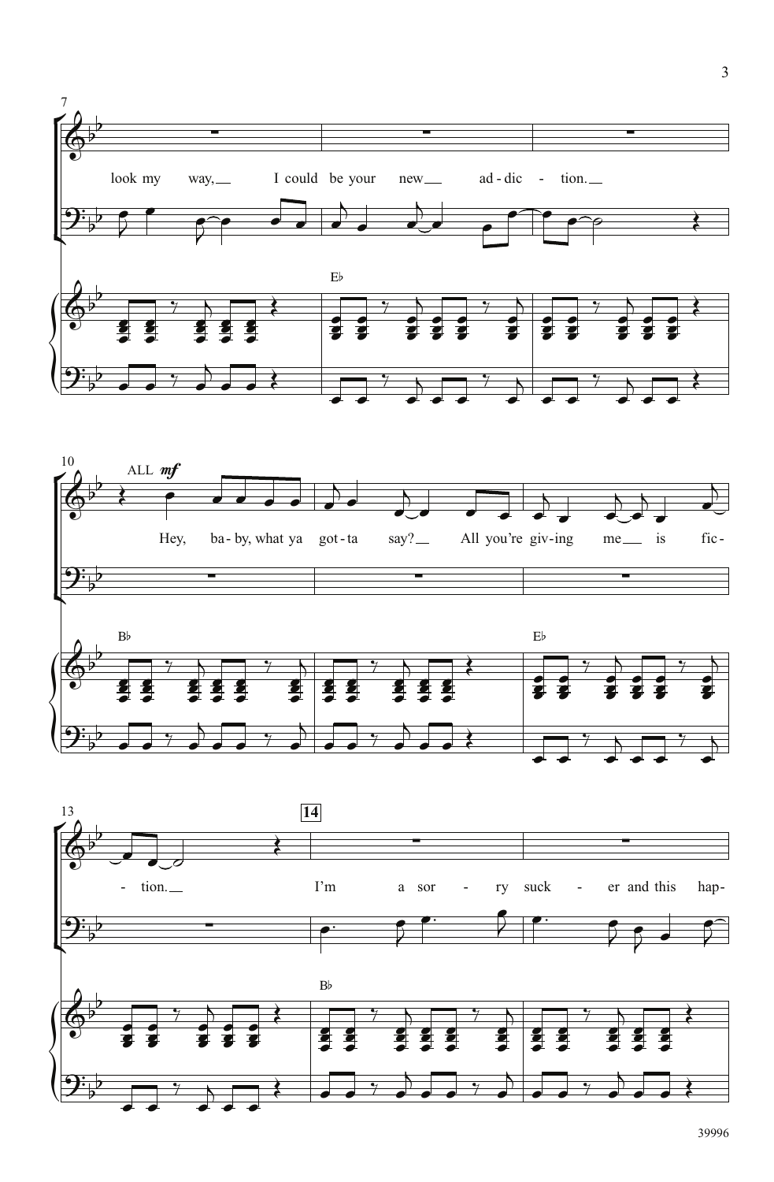7

look my way, I could be your new ad-dic-tion.

E♭

10

ALL *mf*

Hey, ba-by, what ya got-ta say? All you're giv-ing me is fic-

B♭ E♭

13

-tion. I'm a sor-ry suck-er and this hap-

**14**

B♭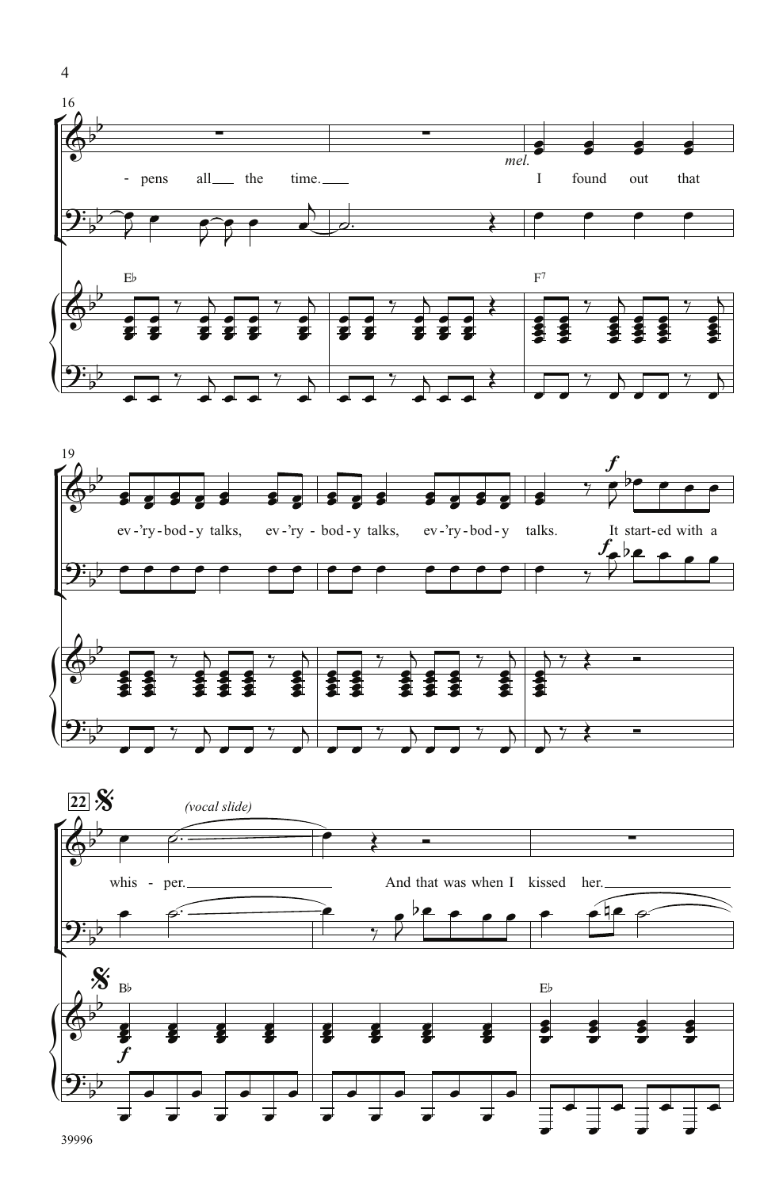16

- pens all___ the time.___

*mel.*

I found out that

E♭

F7

19

ev - 'ry - bod - y talks, ev - 'ry - bod - y talks, ev - 'ry - bod - y talks.

*f*

It start - ed with a

22

*(vocal slide)*

whis - per.___

And that was when I kissed her.___

B♭

*f*

E♭

39996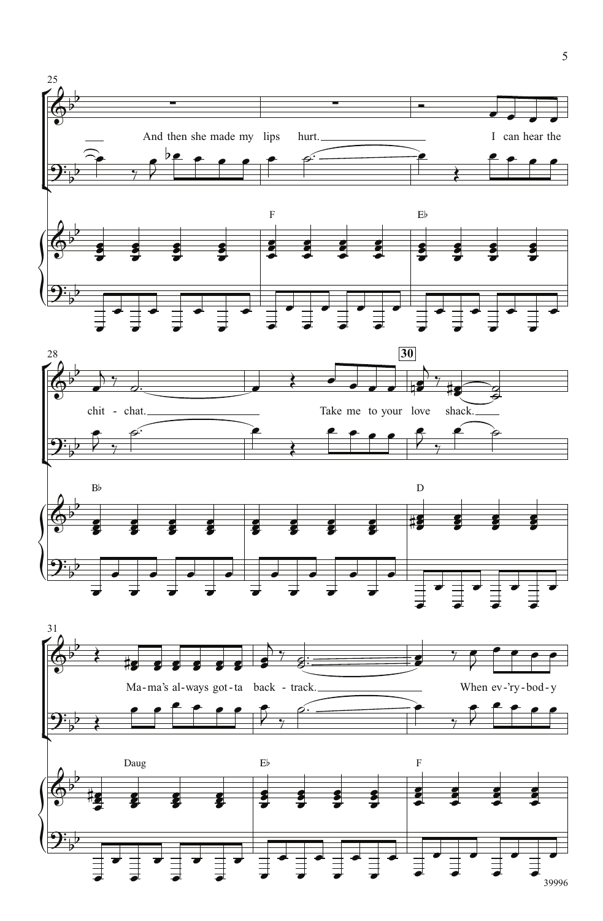25

And then she made my lips hurt. I can hear the

F E♭

28

chit - chat. Take me to your love shack.

**30**

B♭ D

31

Ma-ma's al-ways got-ta back - track. When ev-'ry-bod-y

Daug E♭ F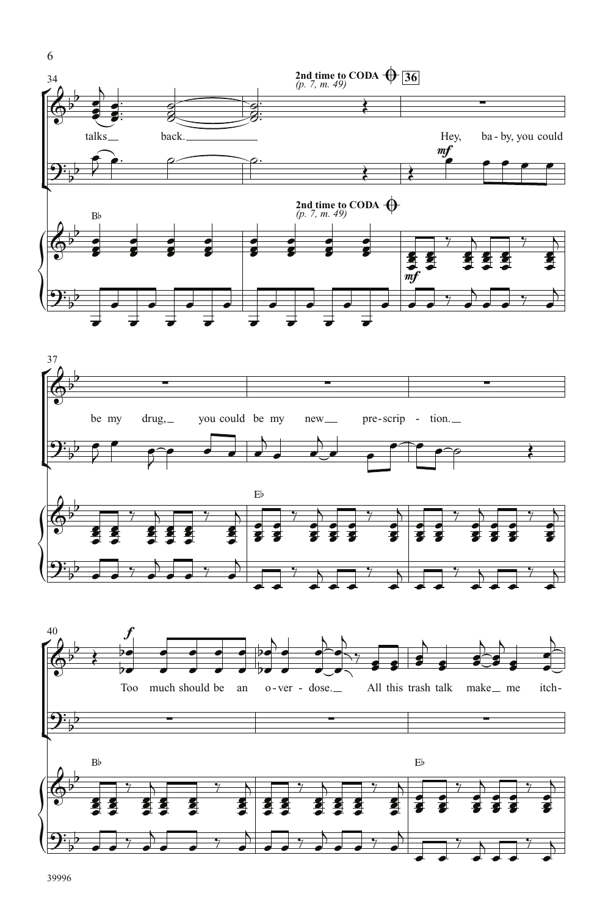2nd time to CODA (p. 7, m. 49)

36

talks back.

Hey, ba - by, you could

be my drug, you could be my new pre-scrip - tion.

Too much should be an o - ver - dose. All this trash talk make me itch-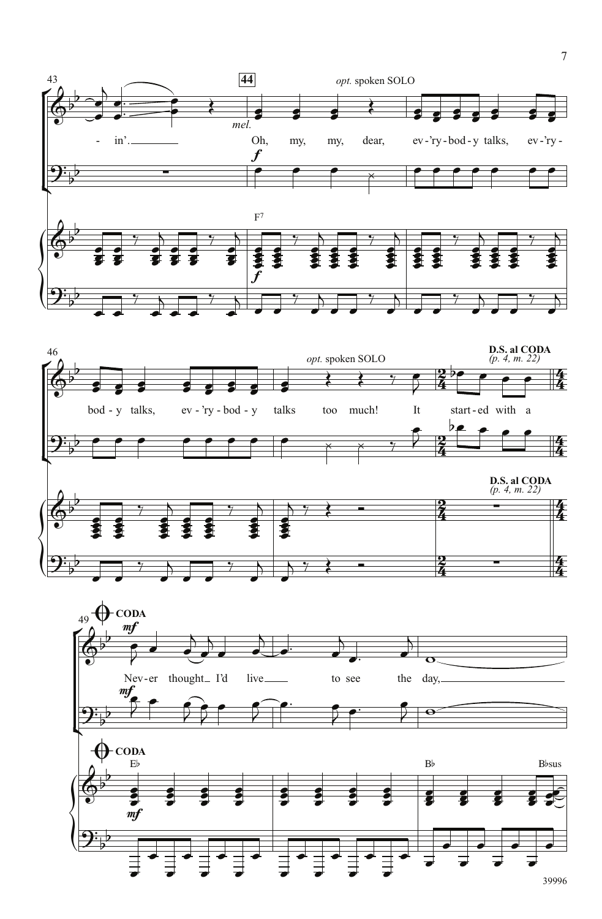43

- in'.

*mel.*

**44**

*opt.* spoken SOLO

Oh, my, my, dear, ev-'ry-bod-y talks, ev-'ry-

***f***

F7

46

bod-y talks, ev-'ry-bod-y talks too much! It start-ed with a

*opt.* spoken SOLO

**D.S. al CODA**
*(p. 4, m. 22)*

49

**CODA**

***mf***

Nev-er thought I'd live to see the day,

E♭ B♭ B♭sus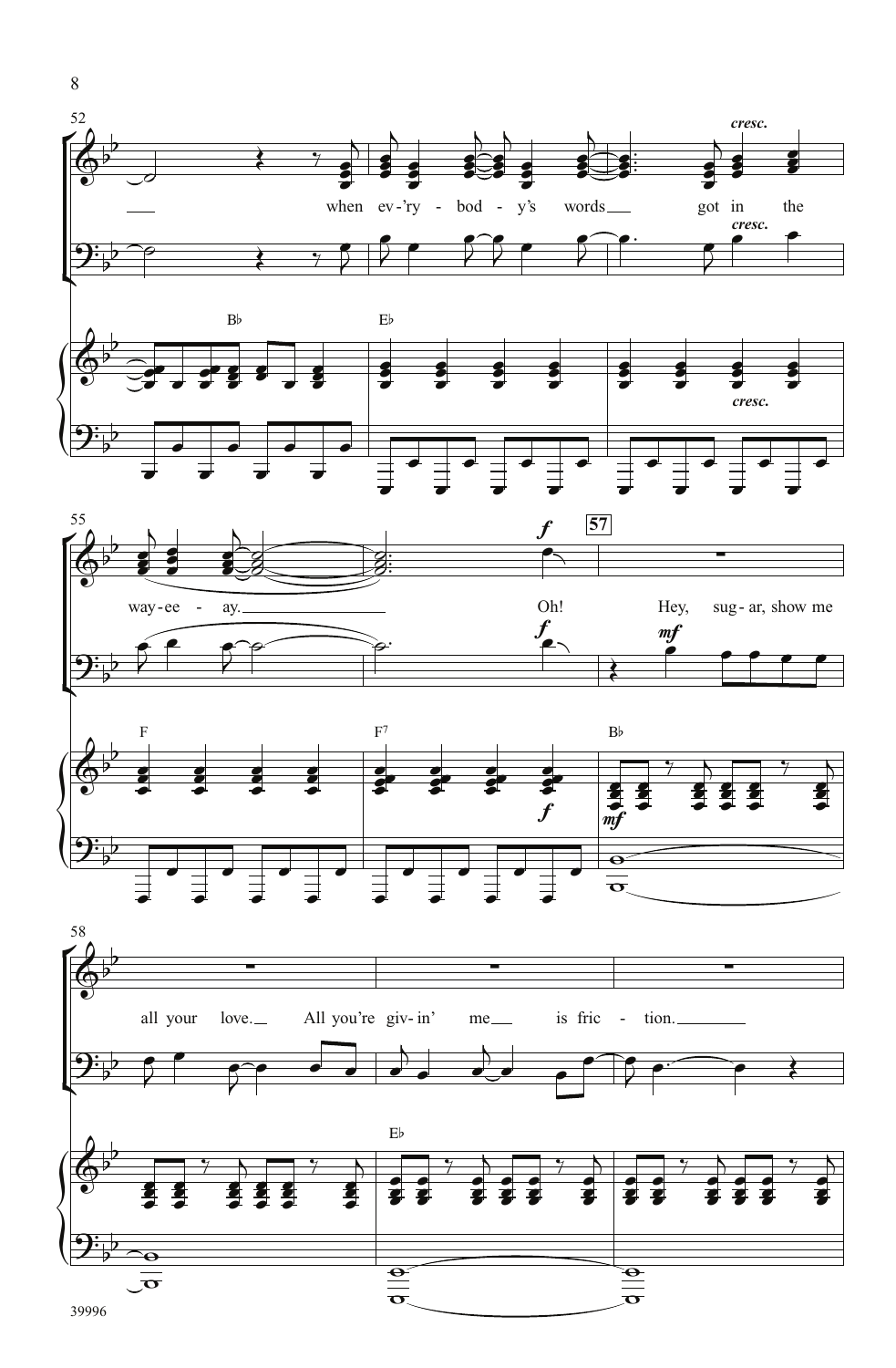52

when ev-'ry - bod - y's words got in the

*cresc.*

B♭ E♭

55

way-ee - ay. Oh! Hey, sug - ar, show me

*f* **57** *mf*

F F7 B♭

58

all your love. All you're giv - in' me is fric - tion.

E♭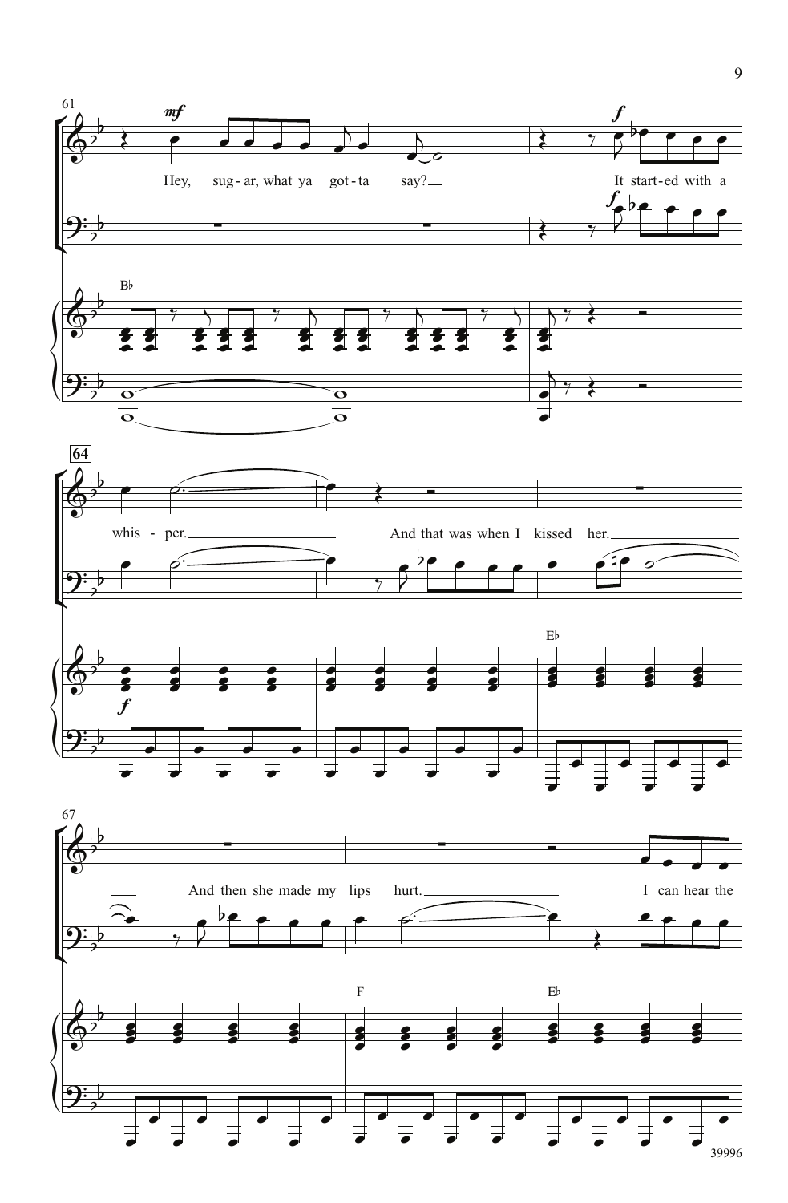61

*mf*

Hey, sug - ar, what ya got - ta say?

*f*

It start - ed with a

B♭

64

whis - per.

And that was when I kissed her.

E♭

67

And then she made my lips hurt.

I can hear the

F

E♭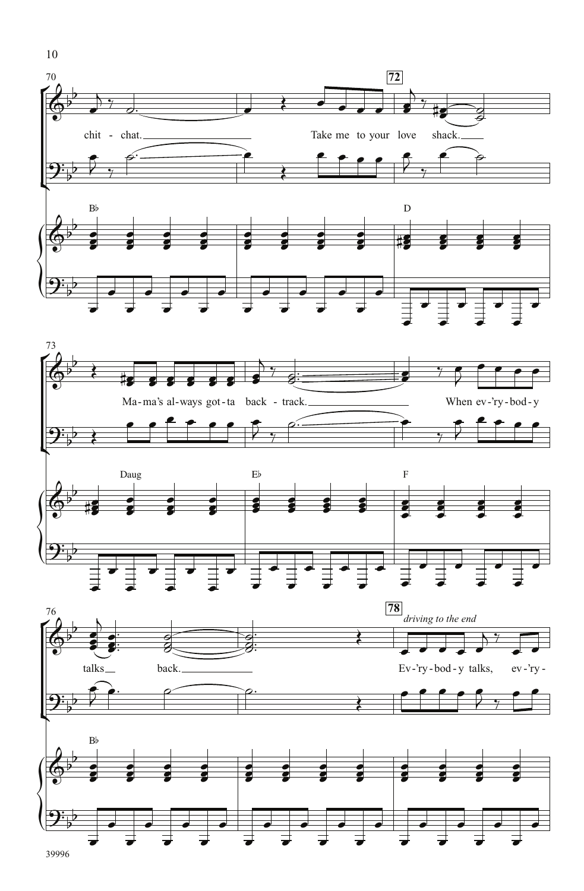70

chit - chat. Take me to your love shack.

72

B♭ D

73

Ma-ma's al-ways got-ta back - track. When ev-'ry-bod-y

Daug E♭ F

76

talks back.

78

*driving to the end*

Ev-'ry-bod-y talks, ev-'ry-

B♭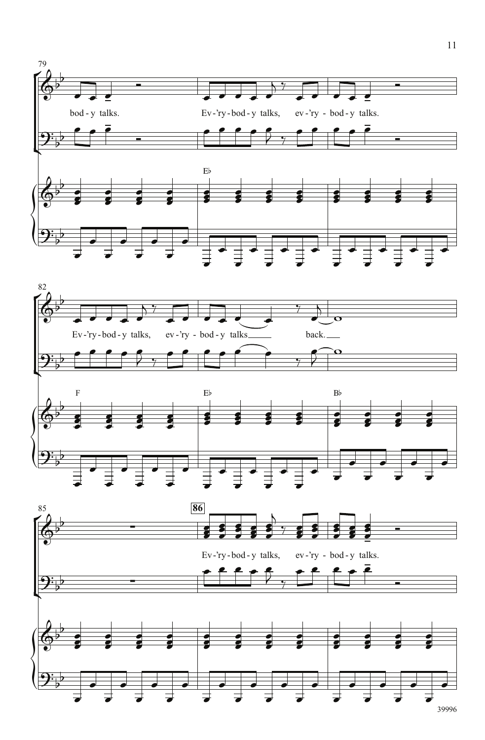79

bod - y talks. Ev-'ry-bod-y talks, ev-'ry - bod-y talks.

E♭

82

Ev-'ry-bod-y talks, ev-'ry - bod-y talks back.

F E♭ B♭

85

**86**

Ev-'ry-bod-y talks, ev-'ry - bod-y talks.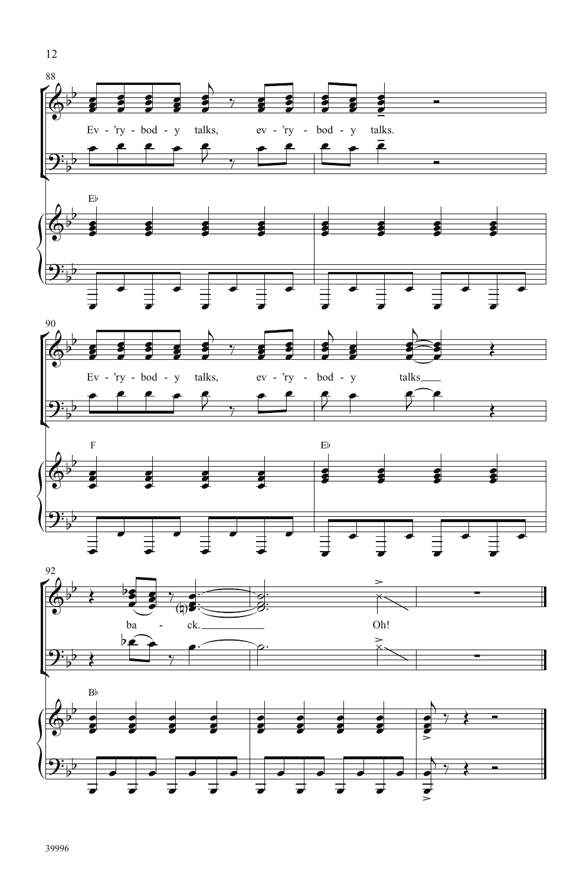88

Ev - 'ry - bod - y talks, ev - 'ry - bod - y talks.

E♭

90

Ev - 'ry - bod - y talks, ev - 'ry - bod - y talks

F

E♭

92

ba - ck. Oh!

B♭